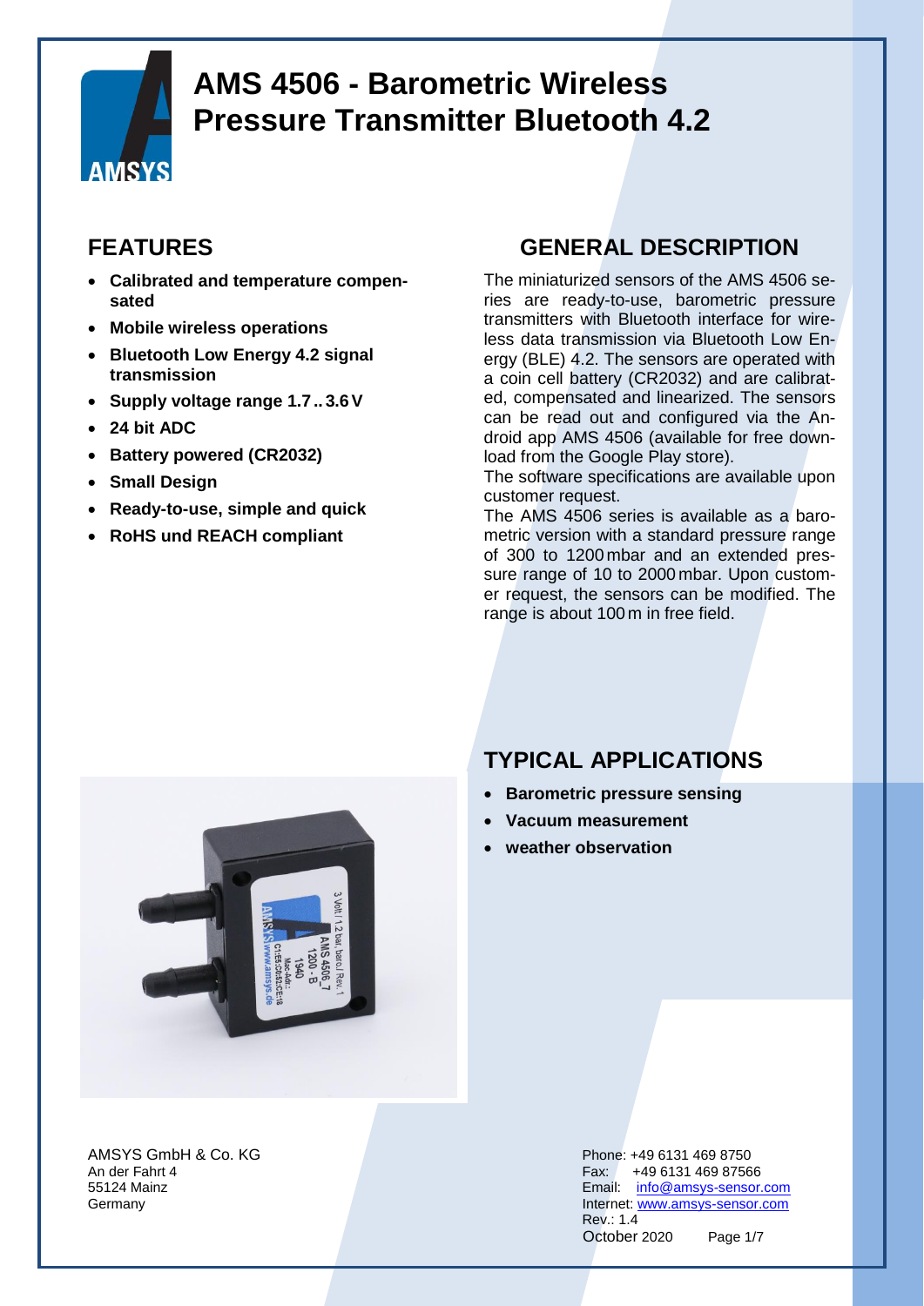# AMS 4506 - Barometric Wireless Pressure Transmitter Bluetooth 4.2

## FEATURES

- **Calibrated and temperature compensated**
- **Mobile wireless operations**
- **Bluetooth Low Energy 4.2 signal transmission**
- **Supply voltage range 1.7 .. 3.6 V**
- **24 bit ADC**
- **Battery powered (CR2032)**
- **Small Design**
- **Ready-to-use, simple and quick**
- **RoHS und REACH compliant**

## GENERAL DESCRIPTION

The miniaturized sensors of the AMS 4506 series are ready-to-use, barometric pressure transmitters with Bluetooth interface for wireless data transmission via Bluetooth Low Energy (BLE) 4.2. The sensors are operated with a coin cell battery (CR2032) and are calibrated, compensated and linearized. The sensors can be read out and configured via the Android app AMS 4506 (available for free download from the Google Play store).

The software specifications are available upon customer request.

The AMS 4506 series is available as a barometric version with a standard pressure range of 300 to 1200 mbar and an extended pressure range of 10 to 2000 mbar. Upon customer request, the sensors can be modified. The range is about 100 m in free field.

## TYPICAL APPLICATIONS

- **Barometric pressure sensing**
- **Vacuum measurement**
- **weather observation**

AMSYS GmbH & Co. KG
An der Fahrt 4
55124 Mainz
Germany

Phone: +49 6131 469 8750
Fax: +49 6131 469 87566
Email: info@amsys-sensor.com
Internet: www.amsys-sensor.com
Rev.: 1.4
October 2020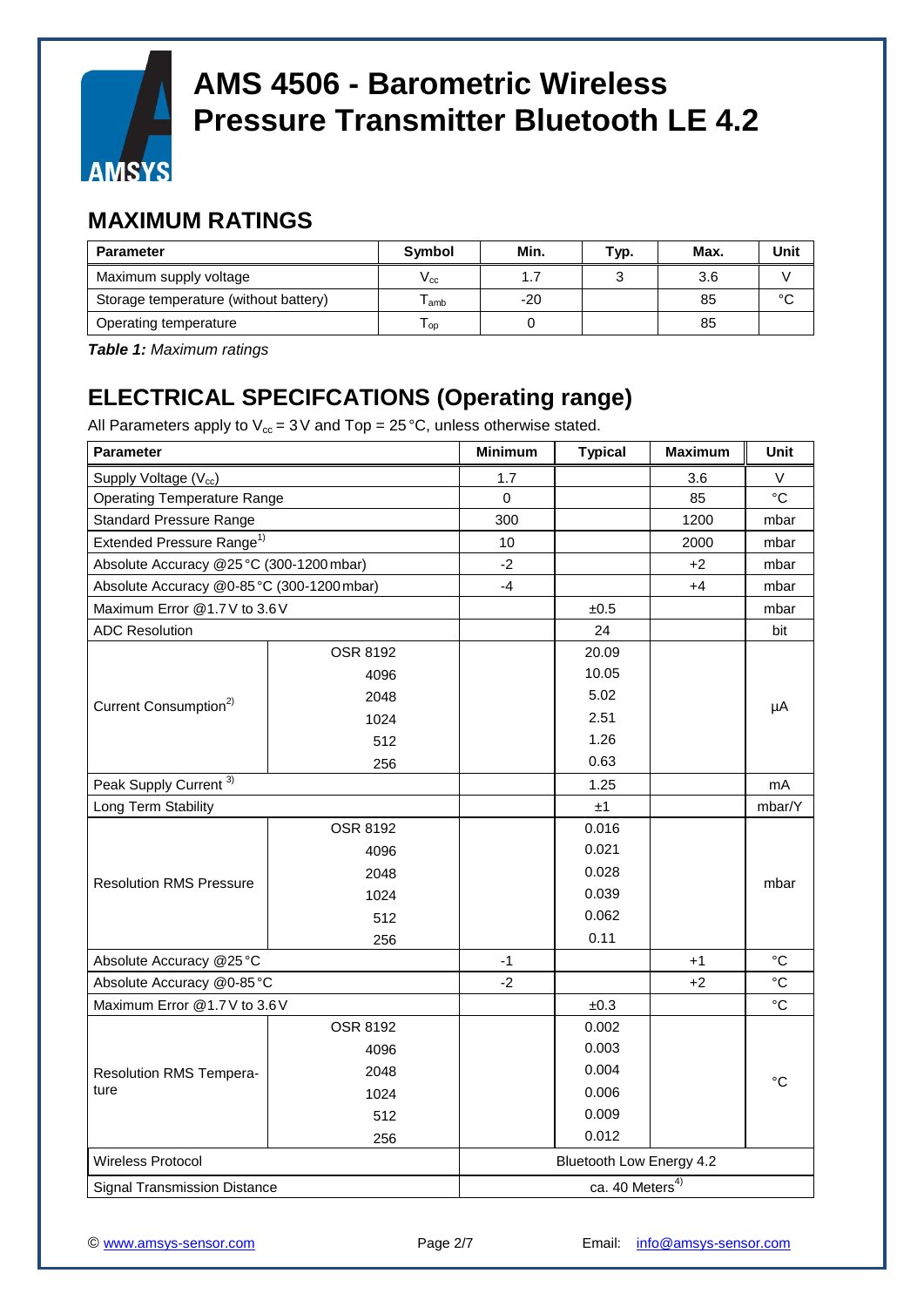# AMS 4506 - Barometric Wireless Pressure Transmitter Bluetooth LE 4.2

## MAXIMUM RATINGS

| Parameter | Symbol | Min. | Typ. | Max. | Unit |
|---|---|---|---|---|---|
| Maximum supply voltage | $V_{cc}$ | 1.7 | 3 | 3.6 | V |
| Storage temperature (without battery) | $T_{amb}$ | -20 | | 85 | °C |
| Operating temperature | $T_{op}$ | 0 | | 85 | |

***Table 1:*** *Maximum ratings*

## ELECTRICAL SPECIFCATIONS (Operating range)

All Parameters apply to $V_{cc}$ = 3 V and Top = 25 °C, unless otherwise stated.

| Parameter | | Minimum | Typical | Maximum | Unit |
|---|---|---|---|---|---|
| Supply Voltage ($V_{cc}$) | | 1.7 | | 3.6 | V |
| Operating Temperature Range | | 0 | | 85 | °C |
| Standard Pressure Range | | 300 | | 1200 | mbar |
| Extended Pressure Range[1)] | | 10 | | 2000 | mbar |
| Absolute Accuracy @25 °C (300-1200 mbar) | | -2 | | +2 | mbar |
| Absolute Accuracy @0-85 °C (300-1200 mbar) | | -4 | | +4 | mbar |
| Maximum Error @1.7 V to 3.6 V | | | ±0.5 | | mbar |
| ADC Resolution | | | 24 | | bit |
| Current Consumption[2)] | OSR 8192 | | 20.09 | | µA |
| | 4096 | | 10.05 | | |
| | 2048 | | 5.02 | | |
| | 1024 | | 2.51 | | |
| | 512 | | 1.26 | | |
| | 256 | | 0.63 | | |
| Peak Supply Current [3)] | | | 1.25 | | mA |
| Long Term Stability | | | ±1 | | mbar/Y |
| Resolution RMS Pressure | OSR 8192 | | 0.016 | | mbar |
| | 4096 | | 0.021 | | |
| | 2048 | | 0.028 | | |
| | 1024 | | 0.039 | | |
| | 512 | | 0.062 | | |
| | 256 | | 0.11 | | |
| Absolute Accuracy @25 °C | | -1 | | +1 | °C |
| Absolute Accuracy @0-85 °C | | -2 | | +2 | °C |
| Maximum Error @1.7 V to 3.6 V | | | ±0.3 | | °C |
| Resolution RMS Temperature | OSR 8192 | | 0.002 | | °C |
| | 4096 | | 0.003 | | |
| | 2048 | | 0.004 | | |
| | 1024 | | 0.006 | | |
| | 512 | | 0.009 | | |
| | 256 | | 0.012 | | |
| Wireless Protocol | | Bluetooth Low Energy 4.2 | | | |
| Signal Transmission Distance | | ca. 40 Meters[4)] | | | |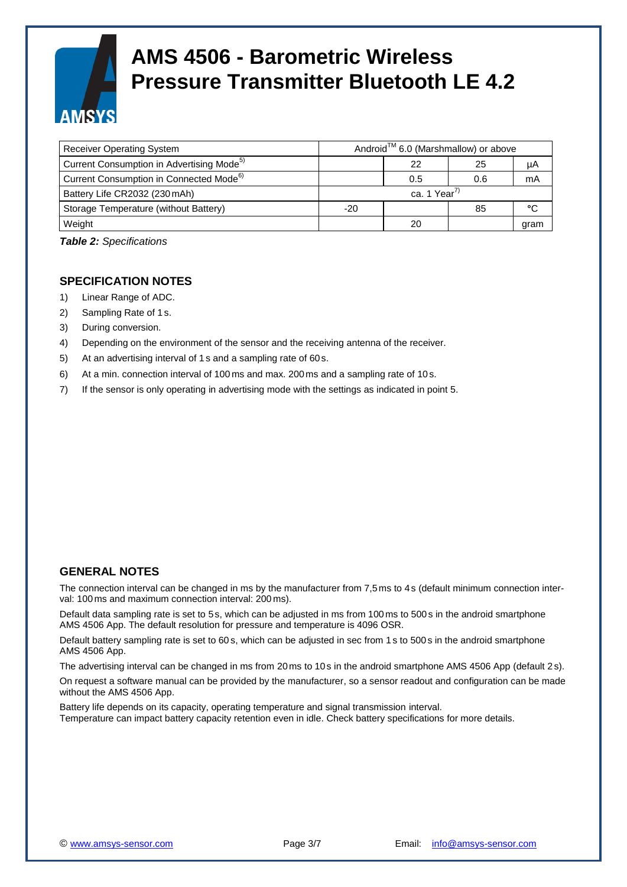# AMS 4506 - Barometric Wireless Pressure Transmitter Bluetooth LE 4.2

| | | | | |
|---|---|---|---|---|
| Receiver Operating System | Android™ 6.0 (Marshmallow) or above | | | |
| Current Consumption in Advertising Mode[5)] | | 22 | 25 | µA |
| Current Consumption in Connected Mode[6)] | | 0.5 | 0.6 | mA |
| Battery Life CR2032 (230 mAh) | ca. 1 Year[7)] | | | |
| Storage Temperature (without Battery) | -20 | | 85 | °C |
| Weight | | 20 | | gram |

***Table 2:*** *Specifications*

## SPECIFICATION NOTES

1) Linear Range of ADC.
2) Sampling Rate of 1 s.
3) During conversion.
4) Depending on the environment of the sensor and the receiving antenna of the receiver.
5) At an advertising interval of 1 s and a sampling rate of 60 s.
6) At a min. connection interval of 100 ms and max. 200 ms and a sampling rate of 10 s.
7) If the sensor is only operating in advertising mode with the settings as indicated in point 5.

## GENERAL NOTES

The connection interval can be changed in ms by the manufacturer from 7,5 ms to 4 s (default minimum connection interval: 100 ms and maximum connection interval: 200 ms).

Default data sampling rate is set to 5 s, which can be adjusted in ms from 100 ms to 500 s in the android smartphone AMS 4506 App. The default resolution for pressure and temperature is 4096 OSR.

Default battery sampling rate is set to 60 s, which can be adjusted in sec from 1 s to 500 s in the android smartphone AMS 4506 App.

The advertising interval can be changed in ms from 20 ms to 10 s in the android smartphone AMS 4506 App (default 2 s).

On request a software manual can be provided by the manufacturer, so a sensor readout and configuration can be made without the AMS 4506 App.

Battery life depends on its capacity, operating temperature and signal transmission interval.
Temperature can impact battery capacity retention even in idle. Check battery specifications for more details.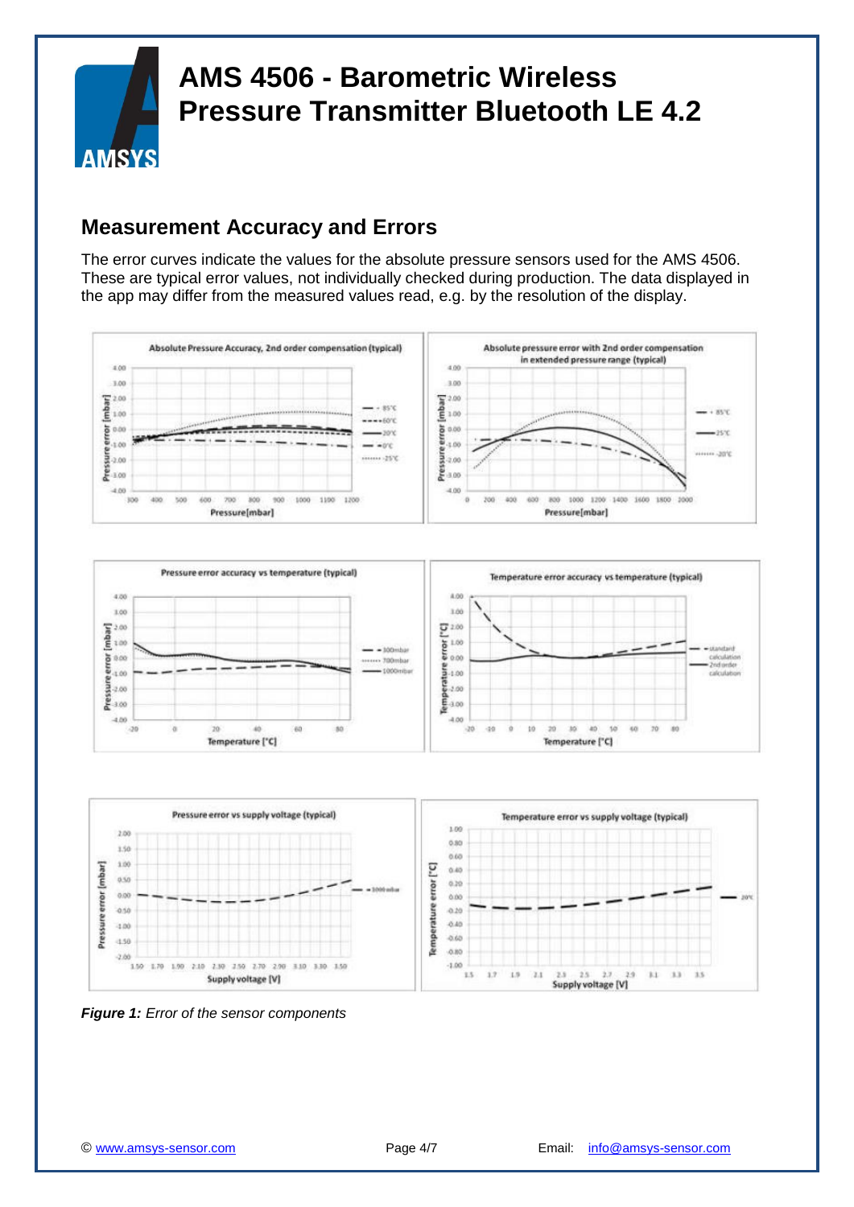# AMS 4506 - Barometric Wireless Pressure Transmitter Bluetooth LE 4.2

## Measurement Accuracy and Errors

The error curves indicate the values for the absolute pressure sensors used for the AMS 4506. These are typical error values, not individually checked during production. The data displayed in the app may differ from the measured values read, e.g. by the resolution of the display.

***Figure 1:*** *Error of the sensor components*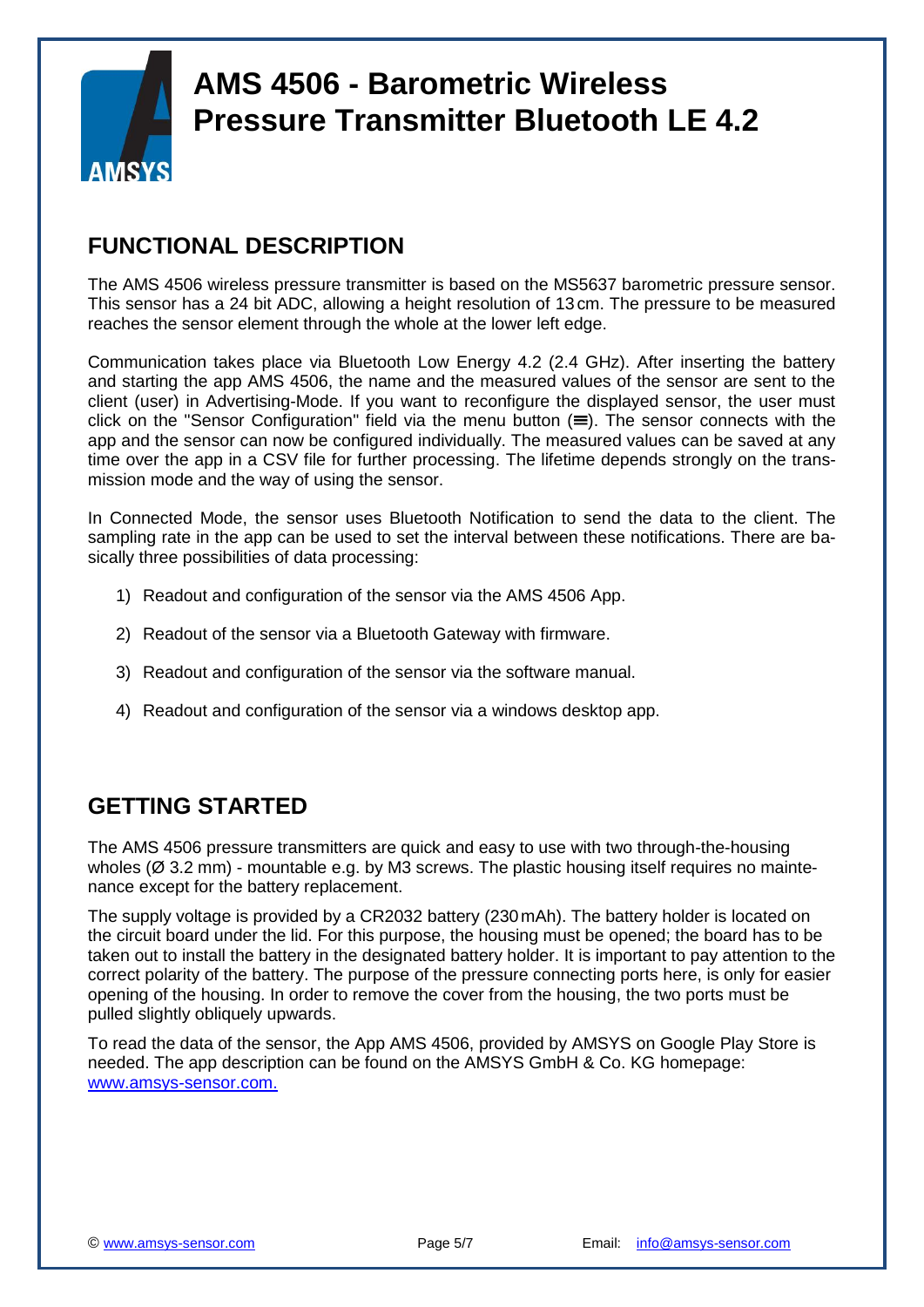# AMS 4506 - Barometric Wireless Pressure Transmitter Bluetooth LE 4.2

## FUNCTIONAL DESCRIPTION

The AMS 4506 wireless pressure transmitter is based on the MS5637 barometric pressure sensor. This sensor has a 24 bit ADC, allowing a height resolution of 13 cm. The pressure to be measured reaches the sensor element through the whole at the lower left edge.

Communication takes place via Bluetooth Low Energy 4.2 (2.4 GHz). After inserting the battery and starting the app AMS 4506, the name and the measured values of the sensor are sent to the client (user) in Advertising-Mode. If you want to reconfigure the displayed sensor, the user must click on the "Sensor Configuration" field via the menu button (≡). The sensor connects with the app and the sensor can now be configured individually. The measured values can be saved at any time over the app in a CSV file for further processing. The lifetime depends strongly on the transmission mode and the way of using the sensor.

In Connected Mode, the sensor uses Bluetooth Notification to send the data to the client. The sampling rate in the app can be used to set the interval between these notifications. There are basically three possibilities of data processing:

1) Readout and configuration of the sensor via the AMS 4506 App.
2) Readout of the sensor via a Bluetooth Gateway with firmware.
3) Readout and configuration of the sensor via the software manual.
4) Readout and configuration of the sensor via a windows desktop app.

## GETTING STARTED

The AMS 4506 pressure transmitters are quick and easy to use with two through-the-housing wholes (Ø 3.2 mm) - mountable e.g. by M3 screws. The plastic housing itself requires no maintenance except for the battery replacement.

The supply voltage is provided by a CR2032 battery (230 mAh). The battery holder is located on the circuit board under the lid. For this purpose, the housing must be opened; the board has to be taken out to install the battery in the designated battery holder. It is important to pay attention to the correct polarity of the battery. The purpose of the pressure connecting ports here, is only for easier opening of the housing. In order to remove the cover from the housing, the two ports must be pulled slightly obliquely upwards.

To read the data of the sensor, the App AMS 4506, provided by AMSYS on Google Play Store is needed. The app description can be found on the AMSYS GmbH & Co. KG homepage: [www.amsys-sensor.com.](http://www.amsys-sensor.com)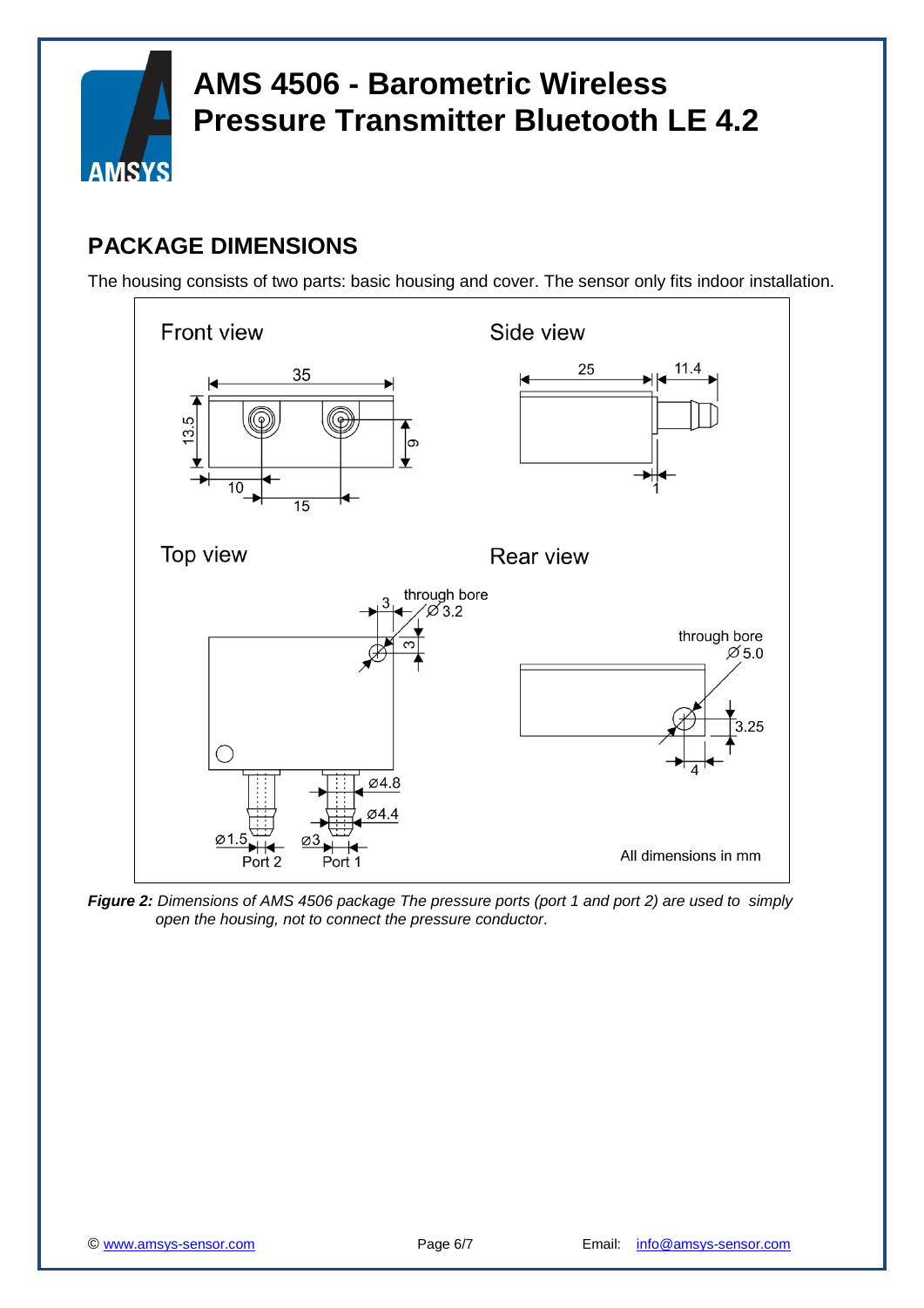## PACKAGE DIMENSIONS

The housing consists of two parts: basic housing and cover. The sensor only fits indoor installation.

***Figure 2:*** *Dimensions of AMS 4506 package The pressure ports (port 1 and port 2) are used to simply open the housing, not to connect the pressure conductor.*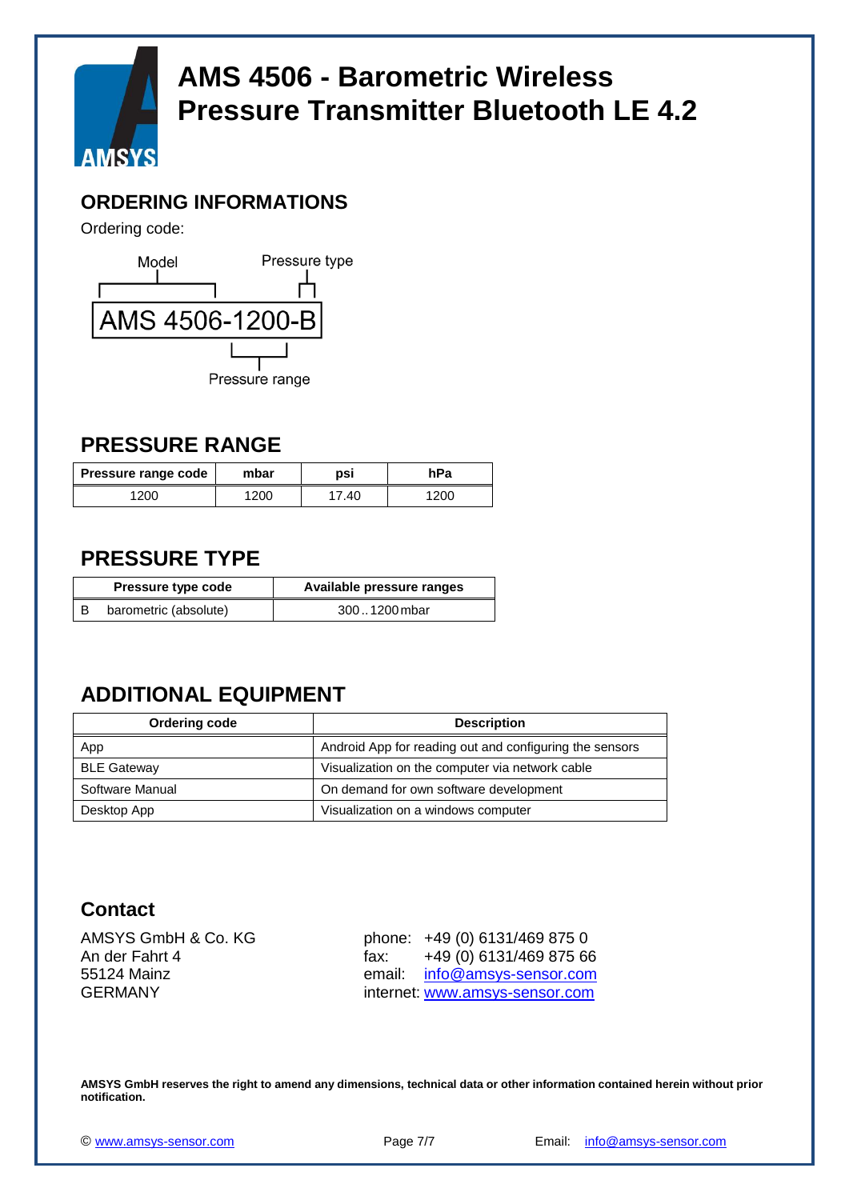# AMS 4506 - Barometric Wireless Pressure Transmitter Bluetooth LE 4.2

## ORDERING INFORMATIONS

Ordering code:

Model

Pressure type

AMS 4506-1200-B

Pressure range

## PRESSURE RANGE

| Pressure range code | mbar | psi | hPa |
|---|---|---|---|
| 1200 | 1200 | 17.40 | 1200 |

## PRESSURE TYPE

| Pressure type code | | Available pressure ranges |
|---|---|---|
| B | barometric (absolute) | 300 .. 1200 mbar |

## ADDITIONAL EQUIPMENT

| Ordering code | Description |
|---|---|
| App | Android App for reading out and configuring the sensors |
| BLE Gateway | Visualization on the computer via network cable |
| Software Manual | On demand for own software development |
| Desktop App | Visualization on a windows computer |

## Contact

AMSYS GmbH & Co. KG
An der Fahrt 4
55124 Mainz
GERMANY

phone: +49 (0) 6131/469 875 0
fax: +49 (0) 6131/469 875 66
email: info@amsys-sensor.com
internet: www.amsys-sensor.com

**AMSYS GmbH reserves the right to amend any dimensions, technical data or other information contained herein without prior notification.**